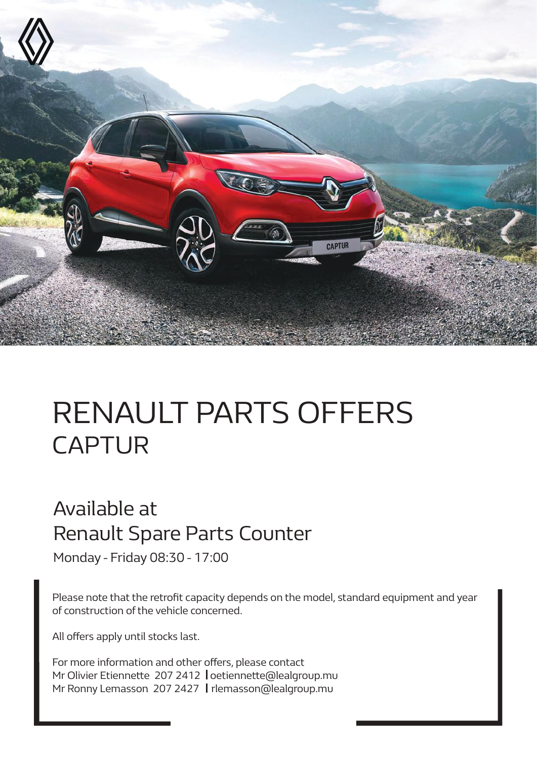# RENAULT PARTS OFFERS

## CAPTUR

### Available at
### Renault Spare Parts Counter

Monday - Friday 08:30 - 17:00

Please note that the retrofit capacity depends on the model, standard equipment and year of construction of the vehicle concerned.

All offers apply until stocks last.

For more information and other offers, please contact
Mr Olivier Etiennette 207 2412 | oetiennette@lealgroup.mu
Mr Ronny Lemasson 207 2427 | rlemasson@lealgroup.mu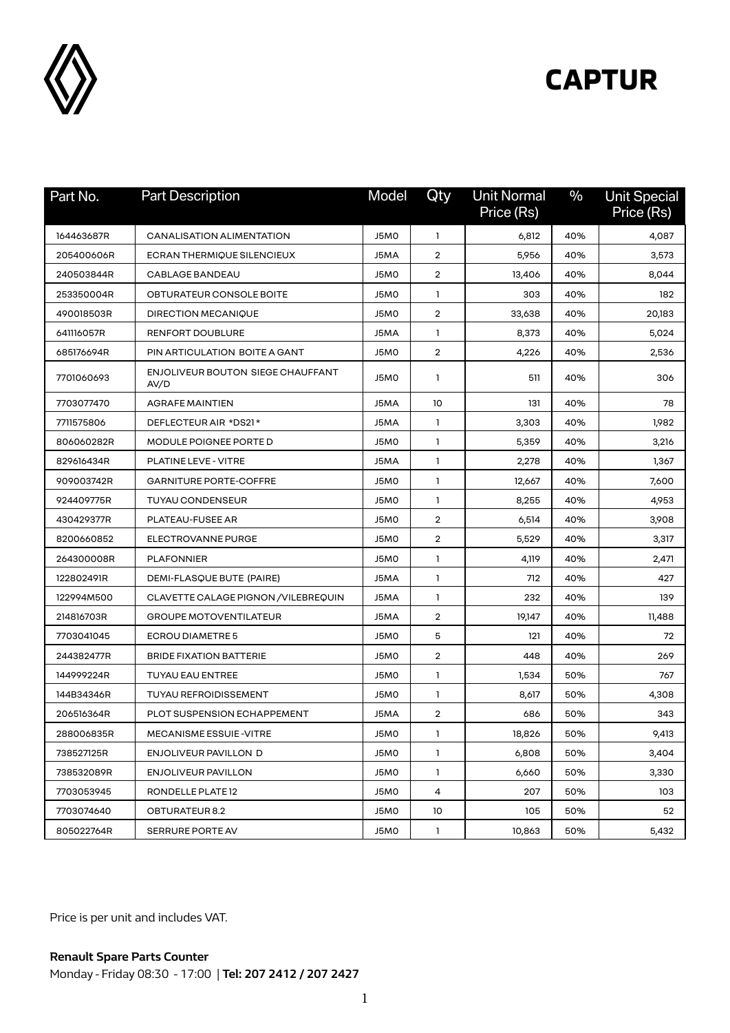# CAPTUR

| Part No. | Part Description | Model | Qty | Unit Normal Price (Rs) | % | Unit Special Price (Rs) |
|---|---|---|---|---|---|---|
| 164463687R | CANALISATION ALIMENTATION | J5M0 | 1 | 6,812 | 40% | 4,087 |
| 205400606R | ECRAN THERMIQUE SILENCIEUX | J5MA | 2 | 5,956 | 40% | 3,573 |
| 240503844R | CABLAGE BANDEAU | J5M0 | 2 | 13,406 | 40% | 8,044 |
| 253350004R | OBTURATEUR CONSOLE BOITE | J5M0 | 1 | 303 | 40% | 182 |
| 490018503R | DIRECTION MECANIQUE | J5M0 | 2 | 33,638 | 40% | 20,183 |
| 641116057R | RENFORT DOUBLURE | J5MA | 1 | 8,373 | 40% | 5,024 |
| 685176694R | PIN ARTICULATION BOITE A GANT | J5M0 | 2 | 4,226 | 40% | 2,536 |
| 7701060693 | ENJOLIVEUR BOUTON SIEGE CHAUFFANT AV/D | J5M0 | 1 | 511 | 40% | 306 |
| 7703077470 | AGRAFE MAINTIEN | J5MA | 10 | 131 | 40% | 78 |
| 7711575806 | DEFLECTEUR AIR *DS21* | J5MA | 1 | 3,303 | 40% | 1,982 |
| 806060282R | MODULE POIGNEE PORTE D | J5M0 | 1 | 5,359 | 40% | 3,216 |
| 829616434R | PLATINE LEVE - VITRE | J5MA | 1 | 2,278 | 40% | 1,367 |
| 909003742R | GARNITURE PORTE-COFFRE | J5M0 | 1 | 12,667 | 40% | 7,600 |
| 924409775R | TUYAU CONDENSEUR | J5M0 | 1 | 8,255 | 40% | 4,953 |
| 430429377R | PLATEAU-FUSEE AR | J5M0 | 2 | 6,514 | 40% | 3,908 |
| 8200660852 | ELECTROVANNE PURGE | J5M0 | 2 | 5,529 | 40% | 3,317 |
| 264300008R | PLAFONNIER | J5M0 | 1 | 4,119 | 40% | 2,471 |
| 122802491R | DEMI-FLASQUE BUTE (PAIRE) | J5MA | 1 | 712 | 40% | 427 |
| 122994M500 | CLAVETTE CALAGE PIGNON /VILEBREQUIN | J5MA | 1 | 232 | 40% | 139 |
| 214816703R | GROUPE MOTOVENTILATEUR | J5MA | 2 | 19,147 | 40% | 11,488 |
| 7703041045 | ECROU DIAMETRE 5 | J5M0 | 5 | 121 | 40% | 72 |
| 244382477R | BRIDE FIXATION BATTERIE | J5M0 | 2 | 448 | 40% | 269 |
| 144999224R | TUYAU EAU ENTREE | J5M0 | 1 | 1,534 | 50% | 767 |
| 144B34346R | TUYAU REFROIDISSEMENT | J5M0 | 1 | 8,617 | 50% | 4,308 |
| 206516364R | PLOT SUSPENSION ECHAPPEMENT | J5MA | 2 | 686 | 50% | 343 |
| 288006835R | MECANISME ESSUIE -VITRE | J5M0 | 1 | 18,826 | 50% | 9,413 |
| 738527125R | ENJOLIVEUR PAVILLON D | J5M0 | 1 | 6,808 | 50% | 3,404 |
| 738532089R | ENJOLIVEUR PAVILLON | J5M0 | 1 | 6,660 | 50% | 3,330 |
| 7703053945 | RONDELLE PLATE 12 | J5M0 | 4 | 207 | 50% | 103 |
| 7703074640 | OBTURATEUR 8.2 | J5M0 | 10 | 105 | 50% | 52 |
| 805022764R | SERRURE PORTE AV | J5M0 | 1 | 10,863 | 50% | 5,432 |

Price is per unit and includes VAT.

**Renault Spare Parts Counter**

Monday - Friday 08:30 - 17:00 | **Tel: 207 2412 / 207 2427**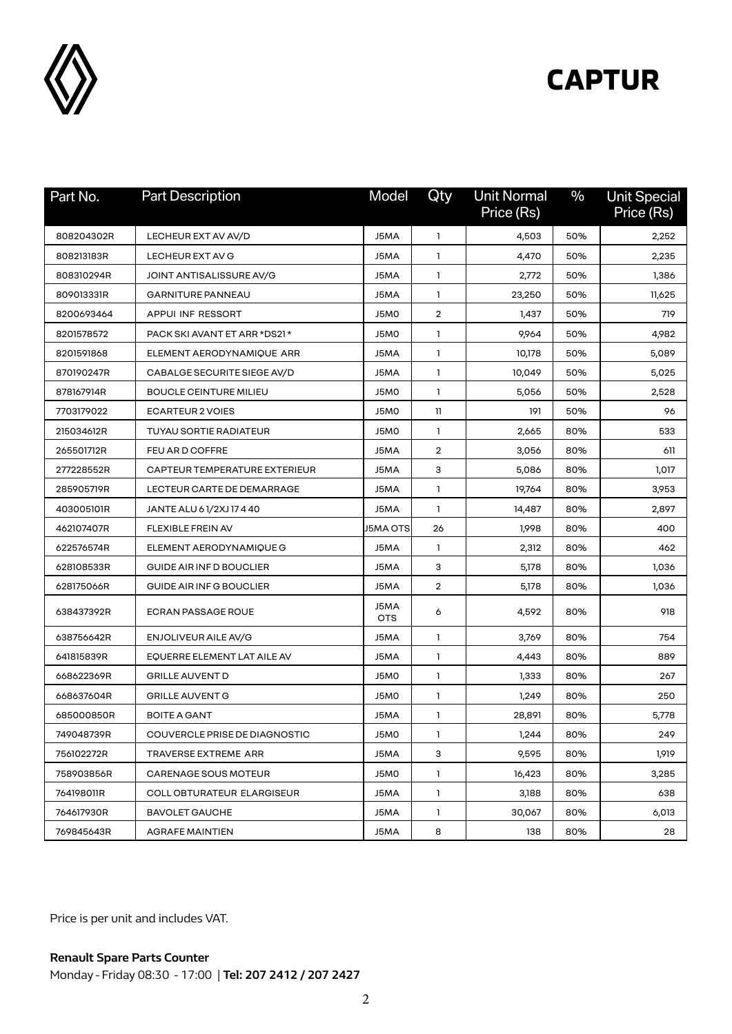# CAPTUR

| Part No. | Part Description | Model | Qty | Unit Normal Price (Rs) | % | Unit Special Price (Rs) |
|---|---|---|---|---|---|---|
| 808204302R | LECHEUR EXT AV AV/D | J5MA | 1 | 4,503 | 50% | 2,252 |
| 808213183R | LECHEUR EXT AV G | J5MA | 1 | 4,470 | 50% | 2,235 |
| 808310294R | JOINT ANTISALISSURE AV/G | J5MA | 1 | 2,772 | 50% | 1,386 |
| 809013331R | GARNITURE PANNEAU | J5MA | 1 | 23,250 | 50% | 11,625 |
| 8200693464 | APPUI INF RESSORT | J5M0 | 2 | 1,437 | 50% | 719 |
| 8201578572 | PACK SKI AVANT ET ARR *DS21* | J5M0 | 1 | 9,964 | 50% | 4,982 |
| 8201591868 | ELEMENT AERODYNAMIQUE ARR | J5MA | 1 | 10,178 | 50% | 5,089 |
| 870190247R | CABALGE SECURITE SIEGE AV/D | J5MA | 1 | 10,049 | 50% | 5,025 |
| 878167914R | BOUCLE CEINTURE MILIEU | J5M0 | 1 | 5,056 | 50% | 2,528 |
| 7703179022 | ECARTEUR 2 VOIES | J5M0 | 11 | 191 | 50% | 96 |
| 215034612R | TUYAU SORTIE RADIATEUR | J5M0 | 1 | 2,665 | 80% | 533 |
| 265501712R | FEU AR D COFFRE | J5MA | 2 | 3,056 | 80% | 611 |
| 277228552R | CAPTEUR TEMPERATURE EXTERIEUR | J5MA | 3 | 5,086 | 80% | 1,017 |
| 285905719R | LECTEUR CARTE DE DEMARRAGE | J5MA | 1 | 19,764 | 80% | 3,953 |
| 403005101R | JANTE ALU 6 1/2XJ 17 4 40 | J5MA | 1 | 14,487 | 80% | 2,897 |
| 462107407R | FLEXIBLE FREIN AV | J5MA OTS | 26 | 1,998 | 80% | 400 |
| 622576574R | ELEMENT AERODYNAMIQUE G | J5MA | 1 | 2,312 | 80% | 462 |
| 628108533R | GUIDE AIR INF D BOUCLIER | J5MA | 3 | 5,178 | 80% | 1,036 |
| 628175066R | GUIDE AIR INF G BOUCLIER | J5MA | 2 | 5,178 | 80% | 1,036 |
| 638437392R | ECRAN PASSAGE ROUE | J5MA OTS | 6 | 4,592 | 80% | 918 |
| 638756642R | ENJOLIVEUR AILE AV/G | J5MA | 1 | 3,769 | 80% | 754 |
| 641815839R | EQUERRE ELEMENT LAT AILE AV | J5MA | 1 | 4,443 | 80% | 889 |
| 668622369R | GRILLE AUVENT D | J5M0 | 1 | 1,333 | 80% | 267 |
| 668637604R | GRILLE AUVENT G | J5M0 | 1 | 1,249 | 80% | 250 |
| 685000850R | BOITE A GANT | J5MA | 1 | 28,891 | 80% | 5,778 |
| 749048739R | COUVERCLE PRISE DE DIAGNOSTIC | J5M0 | 1 | 1,244 | 80% | 249 |
| 756102272R | TRAVERSE EXTREME ARR | J5MA | 3 | 9,595 | 80% | 1,919 |
| 758903856R | CARENAGE SOUS MOTEUR | J5M0 | 1 | 16,423 | 80% | 3,285 |
| 764198011R | COLL OBTURATEUR ELARGISEUR | J5MA | 1 | 3,188 | 80% | 638 |
| 764617930R | BAVOLET GAUCHE | J5MA | 1 | 30,067 | 80% | 6,013 |
| 769845643R | AGRAFE MAINTIEN | J5MA | 8 | 138 | 80% | 28 |

Price is per unit and includes VAT.

**Renault Spare Parts Counter**
Monday - Friday 08:30 - 17:00 | **Tel: 207 2412 / 207 2427**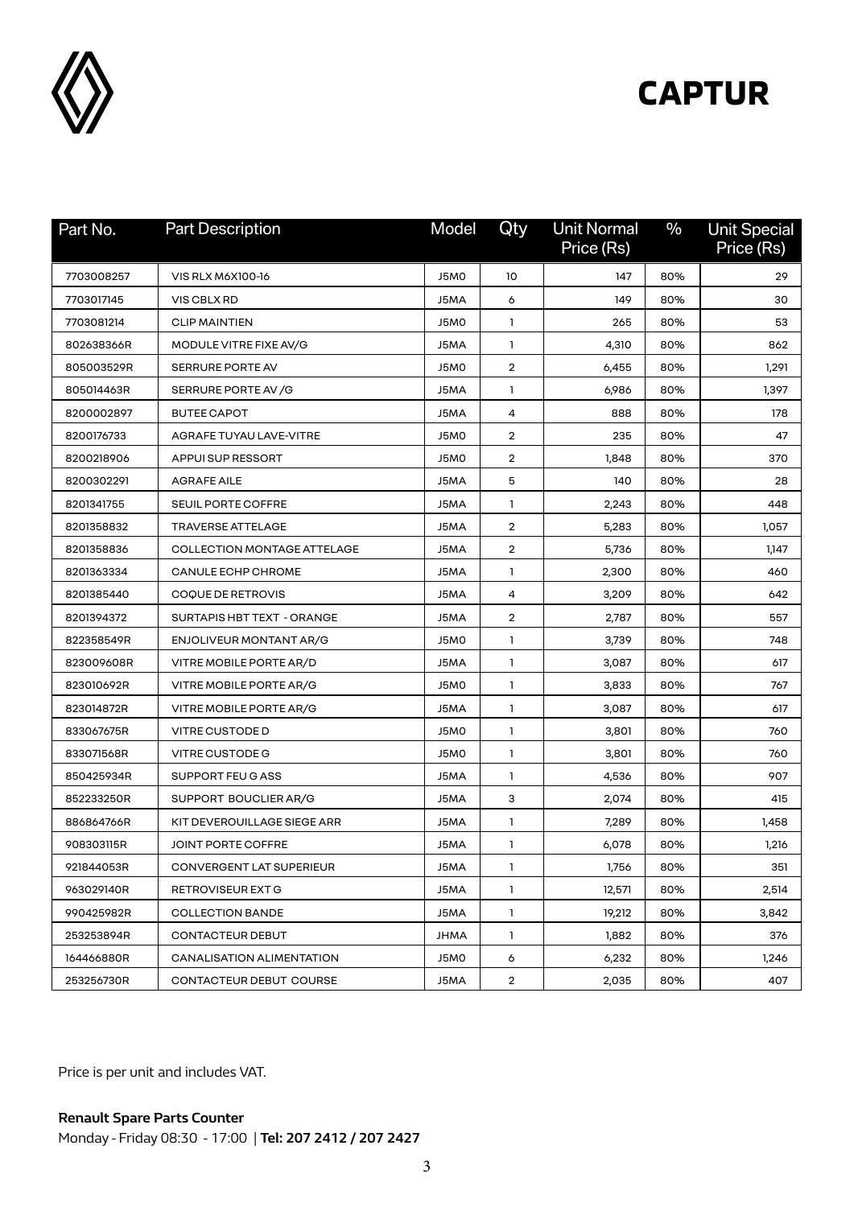# CAPTUR

| Part No. | Part Description | Model | Qty | Unit Normal Price (Rs) | % | Unit Special Price (Rs) |
|---|---|---|---|---|---|---|
| 7703008257 | VIS RLX M6X100-16 | J5M0 | 10 | 147 | 80% | 29 |
| 7703017145 | VIS CBLX RD | J5MA | 6 | 149 | 80% | 30 |
| 7703081214 | CLIP MAINTIEN | J5M0 | 1 | 265 | 80% | 53 |
| 802638366R | MODULE VITRE FIXE AV/G | J5MA | 1 | 4,310 | 80% | 862 |
| 805003529R | SERRURE PORTE AV | J5M0 | 2 | 6,455 | 80% | 1,291 |
| 805014463R | SERRURE PORTE AV /G | J5MA | 1 | 6,986 | 80% | 1,397 |
| 8200002897 | BUTEE CAPOT | J5MA | 4 | 888 | 80% | 178 |
| 8200176733 | AGRAFE TUYAU LAVE-VITRE | J5M0 | 2 | 235 | 80% | 47 |
| 8200218906 | APPUI SUP RESSORT | J5M0 | 2 | 1,848 | 80% | 370 |
| 8200302291 | AGRAFE AILE | J5MA | 5 | 140 | 80% | 28 |
| 8201341755 | SEUIL PORTE COFFRE | J5MA | 1 | 2,243 | 80% | 448 |
| 8201358832 | TRAVERSE ATTELAGE | J5MA | 2 | 5,283 | 80% | 1,057 |
| 8201358836 | COLLECTION MONTAGE ATTELAGE | J5MA | 2 | 5,736 | 80% | 1,147 |
| 8201363334 | CANULE ECHP CHROME | J5MA | 1 | 2,300 | 80% | 460 |
| 8201385440 | COQUE DE RETROVIS | J5MA | 4 | 3,209 | 80% | 642 |
| 8201394372 | SURTAPIS HBT TEXT - ORANGE | J5MA | 2 | 2,787 | 80% | 557 |
| 822358549R | ENJOLIVEUR MONTANT AR/G | J5M0 | 1 | 3,739 | 80% | 748 |
| 823009608R | VITRE MOBILE PORTE AR/D | J5MA | 1 | 3,087 | 80% | 617 |
| 823010692R | VITRE MOBILE PORTE AR/G | J5M0 | 1 | 3,833 | 80% | 767 |
| 823014872R | VITRE MOBILE PORTE AR/G | J5MA | 1 | 3,087 | 80% | 617 |
| 833067675R | VITRE CUSTODE D | J5M0 | 1 | 3,801 | 80% | 760 |
| 833071568R | VITRE CUSTODE G | J5M0 | 1 | 3,801 | 80% | 760 |
| 850425934R | SUPPORT FEU G ASS | J5MA | 1 | 4,536 | 80% | 907 |
| 852233250R | SUPPORT BOUCLIER AR/G | J5MA | 3 | 2,074 | 80% | 415 |
| 886864766R | KIT DEVEROUILLAGE SIEGE ARR | J5MA | 1 | 7,289 | 80% | 1,458 |
| 908303115R | JOINT PORTE COFFRE | J5MA | 1 | 6,078 | 80% | 1,216 |
| 921844053R | CONVERGENT LAT SUPERIEUR | J5MA | 1 | 1,756 | 80% | 351 |
| 963029140R | RETROVISEUR EXT G | J5MA | 1 | 12,571 | 80% | 2,514 |
| 990425982R | COLLECTION BANDE | J5MA | 1 | 19,212 | 80% | 3,842 |
| 253253894R | CONTACTEUR DEBUT | JHMA | 1 | 1,882 | 80% | 376 |
| 164466880R | CANALISATION ALIMENTATION | J5M0 | 6 | 6,232 | 80% | 1,246 |
| 253256730R | CONTACTEUR DEBUT COURSE | J5MA | 2 | 2,035 | 80% | 407 |

Price is per unit and includes VAT.

**Renault Spare Parts Counter**

Monday - Friday 08:30 - 17:00 | **Tel: 207 2412 / 207 2427**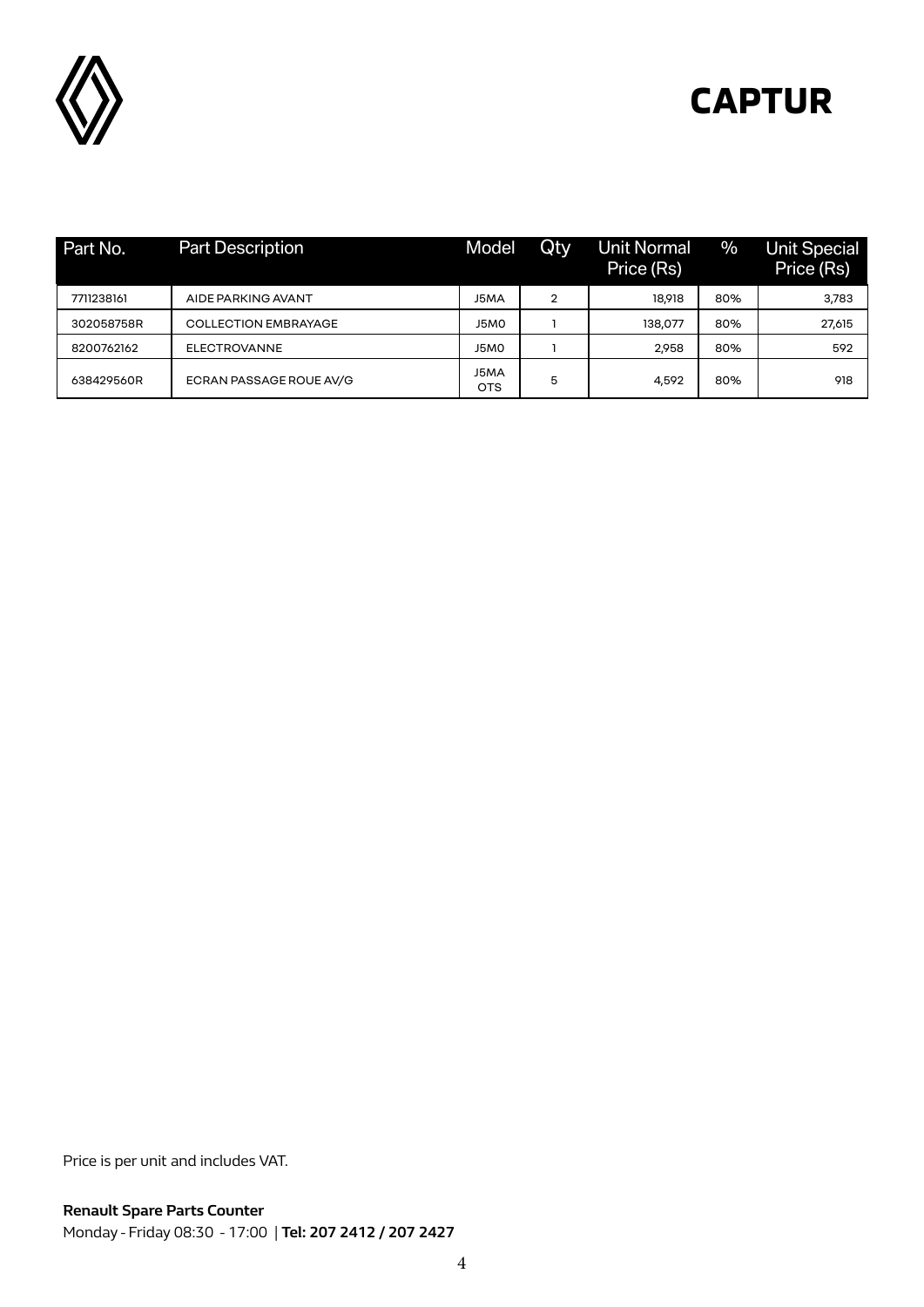# CAPTUR

| Part No. | Part Description | Model | Qty | Unit Normal Price (Rs) | % | Unit Special Price (Rs) |
| --- | --- | --- | --- | --- | --- | --- |
| 7711238161 | AIDE PARKING AVANT | J5MA | 2 | 18,918 | 80% | 3,783 |
| 302058758R | COLLECTION EMBRAYAGE | J5M0 | 1 | 138,077 | 80% | 27,615 |
| 8200762162 | ELECTROVANNE | J5M0 | 1 | 2,958 | 80% | 592 |
| 638429560R | ECRAN PASSAGE ROUE AV/G | J5MA OTS | 5 | 4,592 | 80% | 918 |

Price is per unit and includes VAT.

**Renault Spare Parts Counter**
Monday - Friday 08:30 - 17:00 | **Tel: 207 2412 / 207 2427**